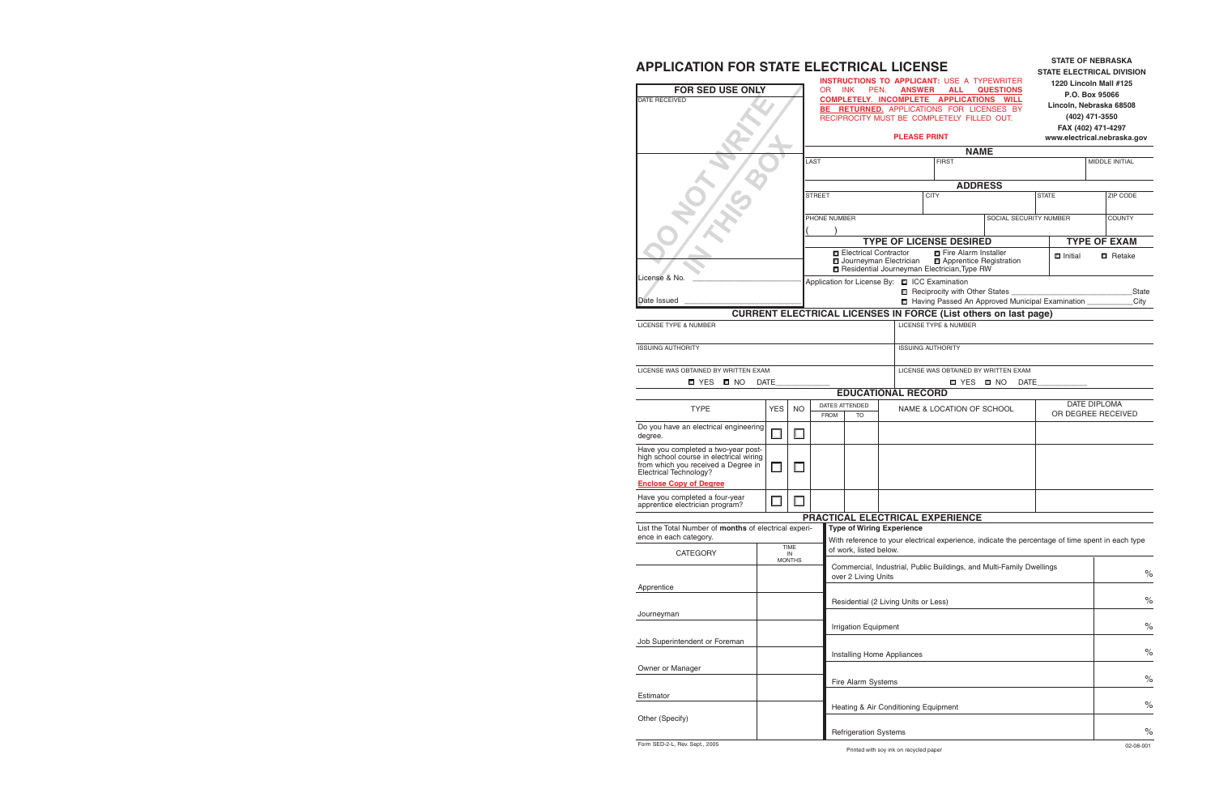# APPLICATION FOR STATE ELECTRICAL LICENSE

**STATE OF NEBRASKA**
**STATE ELECTRICAL DIVISION**
**1220 Lincoln Mall #125**
**P.O. Box 95066**
**Lincoln, Nebraska 68508**
**(402) 471-3550**
**FAX (402) 471-4297**
**www.electrical.nebraska.gov**

**INSTRUCTIONS TO APPLICANT:** USE A TYPEWRITER OR INK PEN. **ANSWER ALL QUESTIONS COMPLETELY. INCOMPLETE APPLICATIONS WILL BE RETURNED.** APPLICATIONS FOR LICENSES BY RECIPROCITY MUST BE COMPLETELY FILLED OUT.

**PLEASE PRINT**

| FOR SED USE ONLY |
|---|
| DATE RECEIVED |
| DO NOT WRITE IN THIS BOX |
| License & No. ______________________ |
| Date Issued ______________________ |

## NAME

| LAST | FIRST | MIDDLE INITIAL |
|---|---|---|
| | | |

## ADDRESS

| STREET | CITY | STATE | ZIP CODE |
|---|---|---|---|
| | | | |

| PHONE NUMBER | SOCIAL SECURITY NUMBER | COUNTY |
|---|---|---|
| ( ) | | |

## TYPE OF LICENSE DESIRED

- ☐ Electrical Contractor
- ☐ Fire Alarm Installer
- ☐ Journeyman Electrician
- ☐ Apprentice Registration
- ☐ Residential Journeyman Electrician, Type RW

## TYPE OF EXAM

- ☐ Initial
- ☐ Retake

Application for License By:
- ☐ ICC Examination
- ☐ Reciprocity with Other States ______________________ State
- ☐ Having Passed An Approved Municipal Examination ______________ City

## CURRENT ELECTRICAL LICENSES IN FORCE (List others on last page)

| LICENSE TYPE & NUMBER | LICENSE TYPE & NUMBER |
|---|---|
| ISSUING AUTHORITY | ISSUING AUTHORITY |
| LICENSE WAS OBTAINED BY WRITTEN EXAM ☐ YES ☐ NO DATE__________ | LICENSE WAS OBTAINED BY WRITTEN EXAM ☐ YES ☐ NO DATE__________ |

## EDUCATIONAL RECORD

| TYPE | YES | NO | DATES ATTENDED FROM | DATES ATTENDED TO | NAME & LOCATION OF SCHOOL | DATE DIPLOMA OR DEGREE RECEIVED |
|---|---|---|---|---|---|---|
| Do you have an electrical engineering degree. | ☐ | ☐ | | | | |
| Have you completed a two-year post-high school course in electrical wiring from which you received a Degree in Electrical Technology? **Enclose Copy of Degree** | ☐ | ☐ | | | | |
| Have you completed a four-year apprentice electrician program? | ☐ | ☐ | | | | |

## PRACTICAL ELECTRICAL EXPERIENCE

List the Total Number of **months** of electrical experience in each category.

| CATEGORY | TIME IN MONTHS |
|---|---|
| Apprentice | |
| Journeyman | |
| Job Superintendent or Foreman | |
| Owner or Manager | |
| Estimator | |
| Other (Specify) | |

**Type of Wiring Experience**

With reference to your electrical experience, indicate the percentage of time spent in each type of work, listed below.

| Type of Work | % |
|---|---|
| Commercial, Industrial, Public Buildings, and Multi-Family Dwellings over 2 Living Units | % |
| Residential (2 Living Units or Less) | % |
| Irrigation Equipment | % |
| Installing Home Appliances | % |
| Fire Alarm Systems | % |
| Heating & Air Conditioning Equipment | % |
| Refrigeration Systems | % |

Form SED-2-L, Rev. Sept., 2005

Printed with soy ink on recycled paper

02-08-001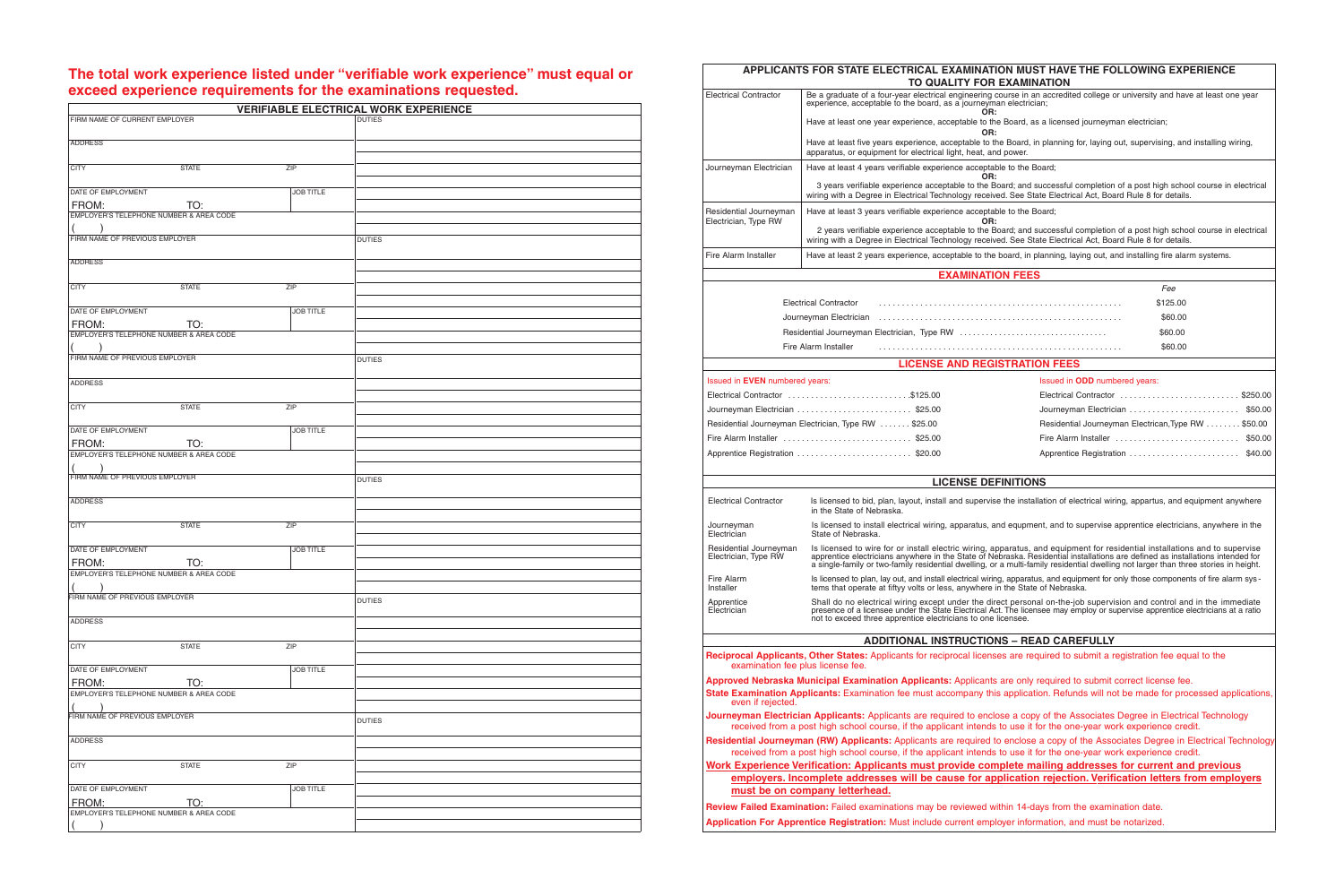## The total work experience listed under "verifiable work experience" must equal or exceed experience requirements for the examinations requested.

| VERIFIABLE ELECTRICAL WORK EXPERIENCE | | | |
|---|---|---|---|
| FIRM NAME OF CURRENT EMPLOYER | | | DUTIES |
| ADDRESS | | | |
| CITY | STATE | ZIP | |
| DATE OF EMPLOYMENT FROM: TO: | | JOB TITLE | |
| EMPLOYER'S TELEPHONE NUMBER & AREA CODE ( ) | | | |
| FIRM NAME OF PREVIOUS EMPLOYER | | | DUTIES |
| ADDRESS | | | |
| CITY | STATE | ZIP | |
| DATE OF EMPLOYMENT FROM: TO: | | JOB TITLE | |
| EMPLOYER'S TELEPHONE NUMBER & AREA CODE ( ) | | | |
| FIRM NAME OF PREVIOUS EMPLOYER | | | DUTIES |
| ADDRESS | | | |
| CITY | STATE | ZIP | |
| DATE OF EMPLOYMENT FROM: TO: | | JOB TITLE | |
| EMPLOYER'S TELEPHONE NUMBER & AREA CODE ( ) | | | |
| FIRM NAME OF PREVIOUS EMPLOYER | | | DUTIES |
| ADDRESS | | | |
| CITY | STATE | ZIP | |
| DATE OF EMPLOYMENT FROM: TO: | | JOB TITLE | |
| EMPLOYER'S TELEPHONE NUMBER & AREA CODE ( ) | | | |
| FIRM NAME OF PREVIOUS EMPLOYER | | | DUTIES |
| ADDRESS | | | |
| CITY | STATE | ZIP | |
| DATE OF EMPLOYMENT FROM: TO: | | JOB TITLE | |
| EMPLOYER'S TELEPHONE NUMBER & AREA CODE ( ) | | | |
| FIRM NAME OF PREVIOUS EMPLOYER | | | DUTIES |
| ADDRESS | | | |
| CITY | STATE | ZIP | |
| DATE OF EMPLOYMENT FROM: TO: | | JOB TITLE | |
| EMPLOYER'S TELEPHONE NUMBER & AREA CODE ( ) | | | |

## APPLICANTS FOR STATE ELECTRICAL EXAMINATION MUST HAVE THE FOLLOWING EXPERIENCE TO QUALITY FOR EXAMINATION

| | |
|---|---|
| Electrical Contractor | Be a graduate of a four-year electrical engineering course in an accredited college or university and have at least one year experience, acceptable to the board, as a journeyman electrician; **OR:** Have at least one year experience, acceptable to the Board, as a licensed journeyman electrician; **OR:** Have at least five years experience, acceptable to the Board, in planning for, laying out, supervising, and installing wiring, apparatus, or equipment for electrical light, heat, and power. |
| Journeyman Electrician | Have at least 4 years verifiable experience acceptable to the Board; **OR:** 3 years verifiable experience acceptable to the Board; and successful completion of a post high school course in electrical wiring with a Degree in Electrical Technology received. See State Electrical Act, Board Rule 8 for details. |
| Residential Journeyman Electrician, Type RW | Have at least 3 years verifiable experience acceptable to the Board; **OR:** 2 years verifiable experience acceptable to the Board; and successful completion of a post high school course in electrical wiring with a Degree in Electrical Technology received. See State Electrical Act, Board Rule 8 for details. |
| Fire Alarm Installer | Have at least 2 years experience, acceptable to the board, in planning, laying out, and installing fire alarm systems. |

### EXAMINATION FEES

| | *Fee* |
|---|---|
| Electrical Contractor | $125.00 |
| Journeyman Electrician | $60.00 |
| Residential Journeyman Electrician, Type RW | $60.00 |
| Fire Alarm Installer | $60.00 |

### LICENSE AND REGISTRATION FEES

| Issued in **EVEN** numbered years: | | Issued in **ODD** numbered years: | |
|---|---|---|---|
| Electrical Contractor | $125.00 | Electrical Contractor | $250.00 |
| Journeyman Electrician | $25.00 | Journeyman Electrician | $50.00 |
| Residential Journeyman Electrician, Type RW | $25.00 | Residential Journeyman Electrican,Type RW | $50.00 |
| Fire Alarm Installer | $25.00 | Fire Alarm Installer | $50.00 |
| Apprentice Registration | $20.00 | Apprentice Registration | $40.00 |

### LICENSE DEFINITIONS

| | |
|---|---|
| Electrical Contractor | Is licensed to bid, plan, layout, install and supervise the installation of electrical wiring, appartus, and equipment anywhere in the State of Nebraska. |
| Journeyman Electrician | Is licensed to install electrical wiring, apparatus, and equpment, and to supervise apprentice electricians, anywhere in the State of Nebraska. |
| Residential Journeyman Electrician, Type RW | Is licensed to wire for or install electric wiring, apparatus, and equipment for residential installations and to supervise apprentice electricians anywhere in the State of Nebraska. Residential installations are defined as installations intended for a single-family or two-family residential dwelling, or a multi-family residential dwelling not larger than three stories in height. |
| Fire Alarm Installer | Is licensed to plan, lay out, and install electrical wiring, apparatus, and equipment for only those components of fire alarm systems that operate at fiftyy volts or less, anywhere in the State of Nebraska. |
| Apprentice Electrician | Shall do no electrical wiring except under the direct personal on-the-job supervision and control and in the immediate presence of a licensee under the State Electrical Act. The licensee may employ or supervise apprentice electricians at a ratio not to exceed three apprentice electricians to one licensee. |

### ADDITIONAL INSTRUCTIONS – READ CAREFULLY

**Reciprocal Applicants, Other States:** Applicants for reciprocal licenses are required to submit a registration fee equal to the examination fee plus license fee.

**Approved Nebraska Municipal Examination Applicants:** Applicants are only required to submit correct license fee.

**State Examination Applicants:** Examination fee must accompany this application. Refunds will not be made for processed applications, even if rejected.

**Journeyman Electrician Applicants:** Applicants are required to enclose a copy of the Associates Degree in Electrical Technology received from a post high school course, if the applicant intends to use it for the one-year work experience credit.

**Residential Journeyman (RW) Applicants:** Applicants are required to enclose a copy of the Associates Degree in Electrical Technology received from a post high school course, if the applicant intends to use it for the one-year work experience credit.

**Work Experience Verification: Applicants must provide complete mailing addresses for current and previous employers. Incomplete addresses will be cause for application rejection. Verification letters from employers must be on company letterhead.**

**Review Failed Examination:** Failed examinations may be reviewed within 14-days from the examination date.

**Application For Apprentice Registration:** Must include current employer information, and must be notarized.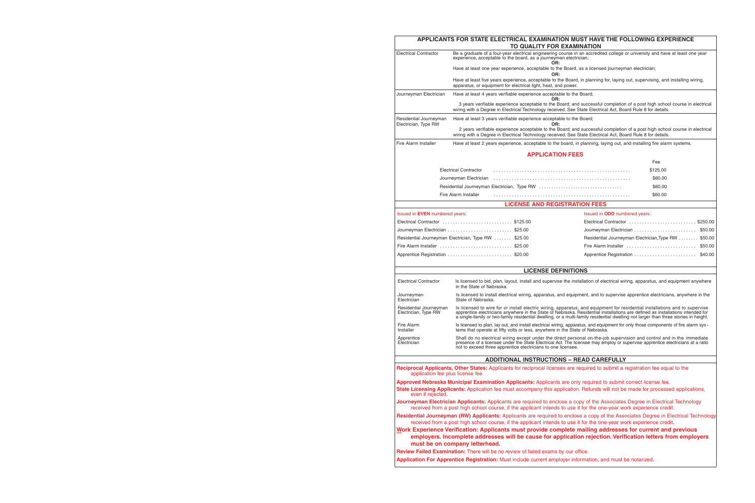## APPLICANTS FOR STATE ELECTRICAL EXAMINATION MUST HAVE THE FOLLOWING EXPERIENCE TO QUALITY FOR EXAMINATION

| | |
|---|---|
| Electrical Contractor | Be a graduate of a four-year electrical engineering course in an accredited college or university and have at least one year experience, acceptable to the board, as a journeyman electrician; **OR:** Have at least one year experience, acceptable to the Board, as a licensed journeyman electrician; **OR:** Have at least five years experience, acceptable to the Board, in planning for, laying out, supervising, and installing wiring, apparatus, or equipment for electrical light, heat, and power. |
| Journeyman Electrician | Have at least 4 years verifiable experience acceptable to the Board; **OR:** 3 years verifiable experience acceptable to the Board; and successful completion of a post high school course in electrical wiring with a Degree in Electrical Technology received. See State Electrical Act, Board Rule 8 for details. |
| Residential Journeyman Electrician, Type RW | Have at least 3 years verifiable experience acceptable to the Board; **OR:** 2 years verifiable experience acceptable to the Board; and successful completion of a post high school course in electrical wiring with a Degree in Electrical Technology received. See State Electrical Act, Board Rule 8 for details. |
| Fire Alarm Installer | Have at least 2 years experience, acceptable to the board, in planning, laying out, and installing fire alarm systems. |

## APPLICATION FEES

| | Fee |
|---|---|
| Electrical Contractor | $125.00 |
| Journeyman Electrician | $60.00 |
| Residential Journeyman Electrician, Type RW | $60.00 |
| Fire Alarm Installer | $60.00 |

## LICENSE AND REGISTRATION FEES

| Issued in **EVEN** numbered years: | | Issued in **ODD** numbered years: | |
|---|---|---|---|
| Electrical Contractor | $125.00 | Electrical Contractor | $250.00 |
| Journeyman Electrician | $25.00 | Journeyman Electrician | $50.00 |
| Residential Journeyman Electrician, Type RW | $25.00 | Residential Journeyman Electrician,Type RW | $50.00 |
| Fire Alarm Installer | $25.00 | Fire Alarm Installer | $50.00 |
| Apprentice Registration | $20.00 | Apprentice Registration | $40.00 |

## LICENSE DEFINITIONS

| | |
|---|---|
| Electrical Contractor | Is licensed to bid, plan, layout, install and supervise the installation of electrical wiring, apparatus, and equipment anywhere in the State of Nebraska. |
| Journeyman Electrician | Is licensed to install electrical wiring, apparatus, and equipment, and to supervise apprentice electricians, anywhere in the State of Nebraska. |
| Residential Journeyman Electrician, Type RW | Is licensed to wire for or install electric wiring, apparatus, and equipment for residential installations and to supervise apprentice electricians anywhere in the State of Nebraska. Residential installations are defined as installations intended for a single-family or two-family residential dwelling, or a multi-family residential dwelling not larger than three stories in height. |
| Fire Alarm Installer | Is licensed to plan, lay out, and install electrical wiring, apparatus, and equipment for only those components of fire alarm systems that operate at fifty volts or less, anywhere in the State of Nebraska. |
| Apprentice Electrician | Shall do no electrical wiring except under the direct personal on-the-job supervision and control and in the immediate presence of a licensee under the State Electrical Act. The licensee may employ or supervise apprentice electricians at a ratio not to exceed three apprentice electricians to one licensee. |

## ADDITIONAL INSTRUCTIONS – READ CAREFULLY

**Reciprocal Applicants, Other States:** Applicants for reciprocal licenses are required to submit a registration fee equal to the application fee plus license fee.

**Approved Nebraska Municipal Examination Applicants:** Applicants are only required to submit correct license fee.

**State Licensing Applicants:** Application fee must accompany this application. Refunds will not be made for processed applications, even if rejected.

**Journeyman Electrician Applicants:** Applicants are required to enclose a copy of the Associates Degree in Electrical Technology received from a post high school course, if the applicant intends to use it for the one-year work experience credit.

**Residential Journeyman (RW) Applicants:** Applicants are required to enclose a copy of the Associates Degree in Electrical Technology received from a post high school course, if the applicant intends to use it for the one-year work experience credit.

**Work Experience Verification: Applicants must provide complete mailing addresses for current and previous employers. Incomplete addresses will be cause for application rejection. Verification letters from employers must be on company letterhead.**

**Review Failed Examination:** There will be no review of failed exams by our office.

**Application For Apprentice Registration:** Must include current employer information, and must be notarized.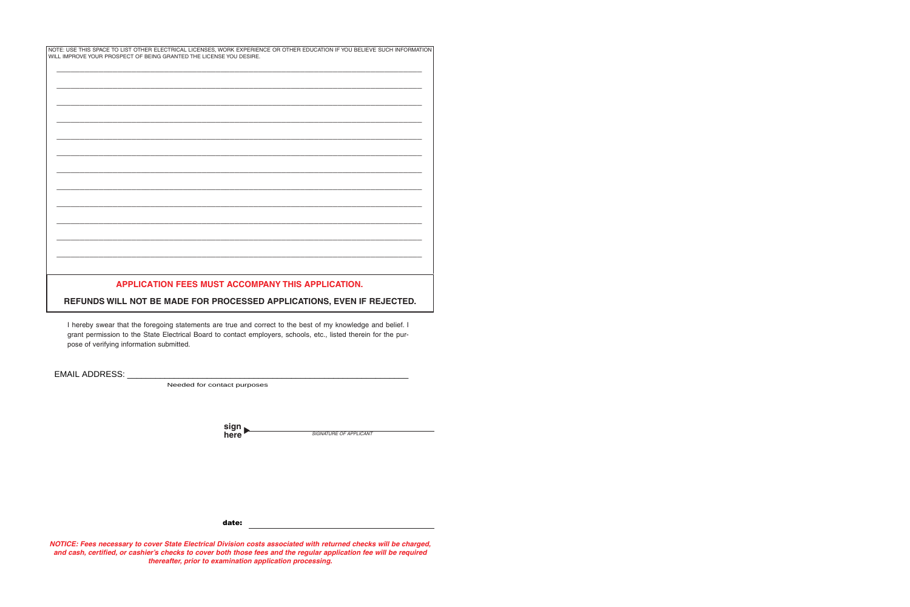NOTE: USE THIS SPACE TO LIST OTHER ELECTRICAL LICENSES, WORK EXPERIENCE OR OTHER EDUCATION IF YOU BELIEVE SUCH INFORMATION WILL IMPROVE YOUR PROSPECT OF BEING GRANTED THE LICENSE YOU DESIRE.

________________________________________________________________________________

________________________________________________________________________________

________________________________________________________________________________

________________________________________________________________________________

________________________________________________________________________________

________________________________________________________________________________

________________________________________________________________________________

________________________________________________________________________________

________________________________________________________________________________

________________________________________________________________________________

________________________________________________________________________________

________________________________________________________________________________

**APPLICATION FEES MUST ACCOMPANY THIS APPLICATION.**

**REFUNDS WILL NOT BE MADE FOR PROCESSED APPLICATIONS, EVEN IF REJECTED.**

I hereby swear that the foregoing statements are true and correct to the best of my knowledge and belief. I grant permission to the State Electrical Board to contact employers, schools, etc., listed therein for the purpose of verifying information submitted.

EMAIL ADDRESS: ____________________________________________________________

Needed for contact purposes

**sign here** ► ______________________________
*SIGNATURE OF APPLICANT*

**date:** ______________________________

***NOTICE: Fees necessary to cover State Electrical Division costs associated with returned checks will be charged, and cash, certified, or cashier's checks to cover both those fees and the regular application fee will be required thereafter, prior to examination application processing.***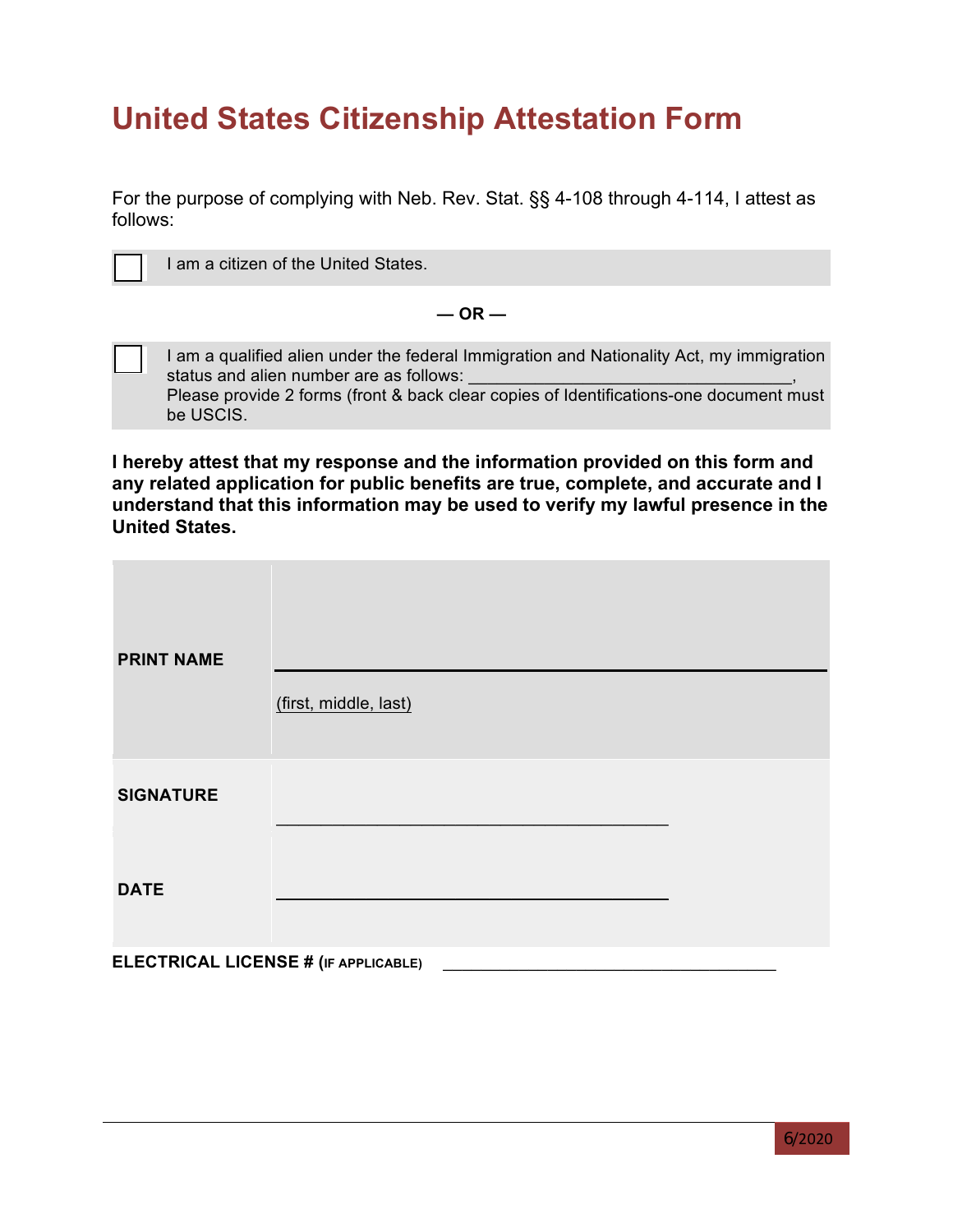# United States Citizenship Attestation Form

For the purpose of complying with Neb. Rev. Stat. §§ 4-108 through 4-114, I attest as follows:

☐ I am a citizen of the United States.

**— OR —**

☐ I am a qualified alien under the federal Immigration and Nationality Act, my immigration status and alien number are as follows: ___________________________________, Please provide 2 forms (front & back clear copies of Identifications-one document must be USCIS.

**I hereby attest that my response and the information provided on this form and any related application for public benefits are true, complete, and accurate and I understand that this information may be used to verify my lawful presence in the United States.**

| | |
|---|---|
| **PRINT NAME** | ___________________________________________ (first, middle, last) |
| **SIGNATURE** | ___________________________________________ |
| **DATE** | ___________________________________________ |

**ELECTRICAL LICENSE # (IF APPLICABLE)** ___________________________________

6/2020